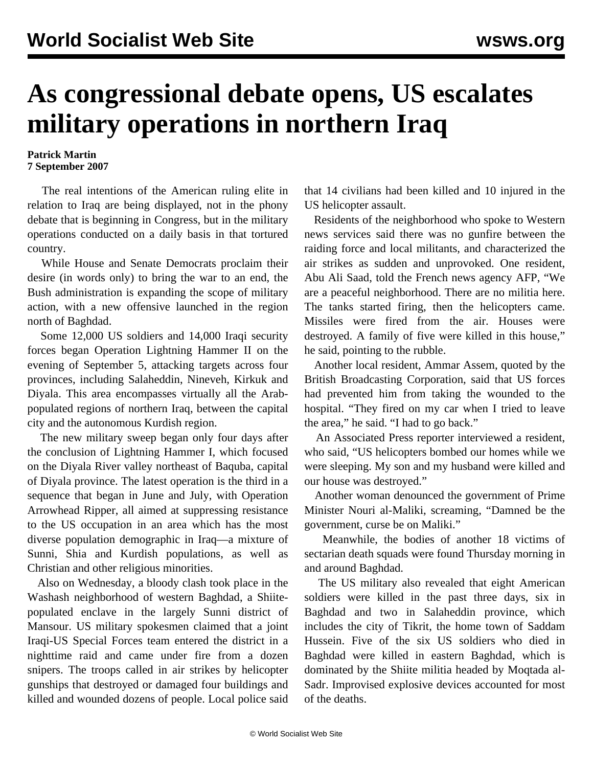# As congressional debate opens, US escalates military operations in northern Iraq

**Patrick Martin**
**7 September 2007**

The real intentions of the American ruling elite in relation to Iraq are being displayed, not in the phony debate that is beginning in Congress, but in the military operations conducted on a daily basis in that tortured country.

While House and Senate Democrats proclaim their desire (in words only) to bring the war to an end, the Bush administration is expanding the scope of military action, with a new offensive launched in the region north of Baghdad.

Some 12,000 US soldiers and 14,000 Iraqi security forces began Operation Lightning Hammer II on the evening of September 5, attacking targets across four provinces, including Salaheddin, Nineveh, Kirkuk and Diyala. This area encompasses virtually all the Arab-populated regions of northern Iraq, between the capital city and the autonomous Kurdish region.

The new military sweep began only four days after the conclusion of Lightning Hammer I, which focused on the Diyala River valley northeast of Baquba, capital of Diyala province. The latest operation is the third in a sequence that began in June and July, with Operation Arrowhead Ripper, all aimed at suppressing resistance to the US occupation in an area which has the most diverse population demographic in Iraq—a mixture of Sunni, Shia and Kurdish populations, as well as Christian and other religious minorities.

Also on Wednesday, a bloody clash took place in the Washash neighborhood of western Baghdad, a Shiite-populated enclave in the largely Sunni district of Mansour. US military spokesmen claimed that a joint Iraqi-US Special Forces team entered the district in a nighttime raid and came under fire from a dozen snipers. The troops called in air strikes by helicopter gunships that destroyed or damaged four buildings and killed and wounded dozens of people. Local police said that 14 civilians had been killed and 10 injured in the US helicopter assault.

Residents of the neighborhood who spoke to Western news services said there was no gunfire between the raiding force and local militants, and characterized the air strikes as sudden and unprovoked. One resident, Abu Ali Saad, told the French news agency AFP, "We are a peaceful neighborhood. There are no militia here. The tanks started firing, then the helicopters came. Missiles were fired from the air. Houses were destroyed. A family of five were killed in this house," he said, pointing to the rubble.

Another local resident, Ammar Assem, quoted by the British Broadcasting Corporation, said that US forces had prevented him from taking the wounded to the hospital. "They fired on my car when I tried to leave the area," he said. "I had to go back."

An Associated Press reporter interviewed a resident, who said, "US helicopters bombed our homes while we were sleeping. My son and my husband were killed and our house was destroyed."

Another woman denounced the government of Prime Minister Nouri al-Maliki, screaming, "Damned be the government, curse be on Maliki."

Meanwhile, the bodies of another 18 victims of sectarian death squads were found Thursday morning in and around Baghdad.

The US military also revealed that eight American soldiers were killed in the past three days, six in Baghdad and two in Salaheddin province, which includes the city of Tikrit, the home town of Saddam Hussein. Five of the six US soldiers who died in Baghdad were killed in eastern Baghdad, which is dominated by the Shiite militia headed by Moqtada al-Sadr. Improvised explosive devices accounted for most of the deaths.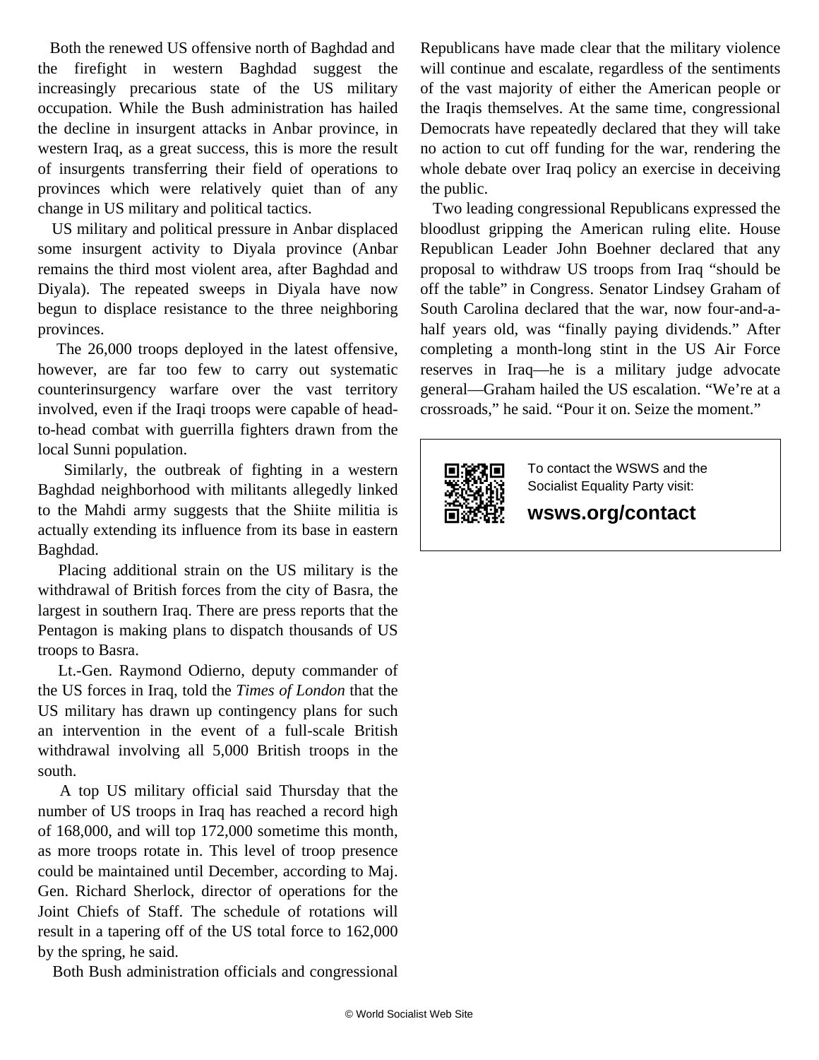Both the renewed US offensive north of Baghdad and the firefight in western Baghdad suggest the increasingly precarious state of the US military occupation. While the Bush administration has hailed the decline in insurgent attacks in Anbar province, in western Iraq, as a great success, this is more the result of insurgents transferring their field of operations to provinces which were relatively quiet than of any change in US military and political tactics.

US military and political pressure in Anbar displaced some insurgent activity to Diyala province (Anbar remains the third most violent area, after Baghdad and Diyala). The repeated sweeps in Diyala have now begun to displace resistance to the three neighboring provinces.

The 26,000 troops deployed in the latest offensive, however, are far too few to carry out systematic counterinsurgency warfare over the vast territory involved, even if the Iraqi troops were capable of head-to-head combat with guerrilla fighters drawn from the local Sunni population.

Similarly, the outbreak of fighting in a western Baghdad neighborhood with militants allegedly linked to the Mahdi army suggests that the Shiite militia is actually extending its influence from its base in eastern Baghdad.

Placing additional strain on the US military is the withdrawal of British forces from the city of Basra, the largest in southern Iraq. There are press reports that the Pentagon is making plans to dispatch thousands of US troops to Basra.

Lt.-Gen. Raymond Odierno, deputy commander of the US forces in Iraq, told the *Times of London* that the US military has drawn up contingency plans for such an intervention in the event of a full-scale British withdrawal involving all 5,000 British troops in the south.

A top US military official said Thursday that the number of US troops in Iraq has reached a record high of 168,000, and will top 172,000 sometime this month, as more troops rotate in. This level of troop presence could be maintained until December, according to Maj. Gen. Richard Sherlock, director of operations for the Joint Chiefs of Staff. The schedule of rotations will result in a tapering off of the US total force to 162,000 by the spring, he said.

Both Bush administration officials and congressional Republicans have made clear that the military violence will continue and escalate, regardless of the sentiments of the vast majority of either the American people or the Iraqis themselves. At the same time, congressional Democrats have repeatedly declared that they will take no action to cut off funding for the war, rendering the whole debate over Iraq policy an exercise in deceiving the public.

Two leading congressional Republicans expressed the bloodlust gripping the American ruling elite. House Republican Leader John Boehner declared that any proposal to withdraw US troops from Iraq "should be off the table" in Congress. Senator Lindsey Graham of South Carolina declared that the war, now four-and-a-half years old, was "finally paying dividends." After completing a month-long stint in the US Air Force reserves in Iraq—he is a military judge advocate general—Graham hailed the US escalation. "We're at a crossroads," he said. "Pour it on. Seize the moment."

To contact the WSWS and the Socialist Equality Party visit:

**wsws.org/contact**